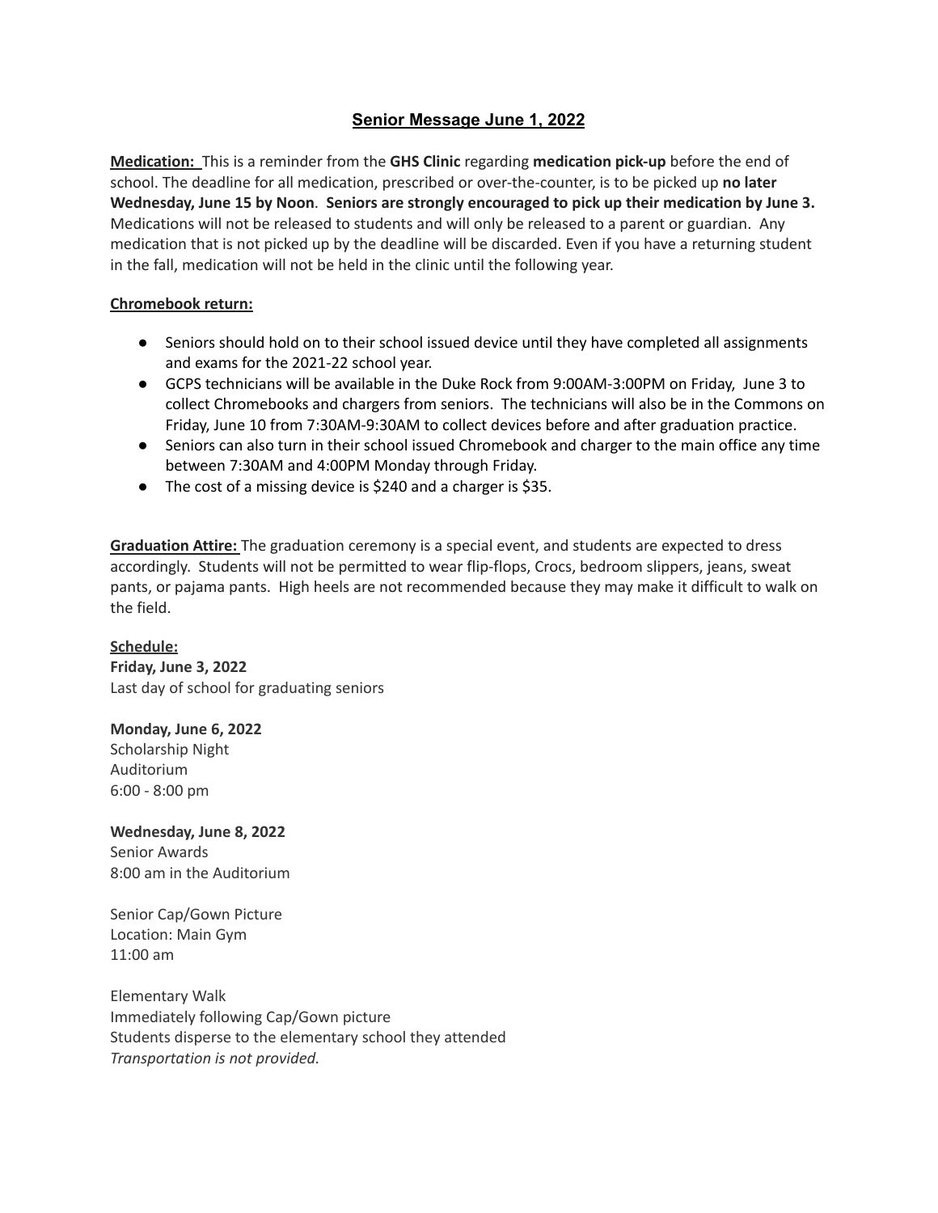# Senior Message June 1, 2022

**Medication:** This is a reminder from the **GHS Clinic** regarding **medication pick-up** before the end of school. The deadline for all medication, prescribed or over-the-counter, is to be picked up **no later Wednesday, June 15 by Noon**. **Seniors are strongly encouraged to pick up their medication by June 3.** Medications will not be released to students and will only be released to a parent or guardian. Any medication that is not picked up by the deadline will be discarded. Even if you have a returning student in the fall, medication will not be held in the clinic until the following year.

**Chromebook return:**

- Seniors should hold on to their school issued device until they have completed all assignments and exams for the 2021-22 school year.
- GCPS technicians will be available in the Duke Rock from 9:00AM-3:00PM on Friday, June 3 to collect Chromebooks and chargers from seniors. The technicians will also be in the Commons on Friday, June 10 from 7:30AM-9:30AM to collect devices before and after graduation practice.
- Seniors can also turn in their school issued Chromebook and charger to the main office any time between 7:30AM and 4:00PM Monday through Friday.
- The cost of a missing device is $240 and a charger is $35.

**Graduation Attire:** The graduation ceremony is a special event, and students are expected to dress accordingly. Students will not be permitted to wear flip-flops, Crocs, bedroom slippers, jeans, sweat pants, or pajama pants. High heels are not recommended because they may make it difficult to walk on the field.

**Schedule:**

**Friday, June 3, 2022**
Last day of school for graduating seniors

**Monday, June 6, 2022**
Scholarship Night
Auditorium
6:00 - 8:00 pm

**Wednesday, June 8, 2022**
Senior Awards
8:00 am in the Auditorium

Senior Cap/Gown Picture
Location: Main Gym
11:00 am

Elementary Walk
Immediately following Cap/Gown picture
Students disperse to the elementary school they attended
*Transportation is not provided.*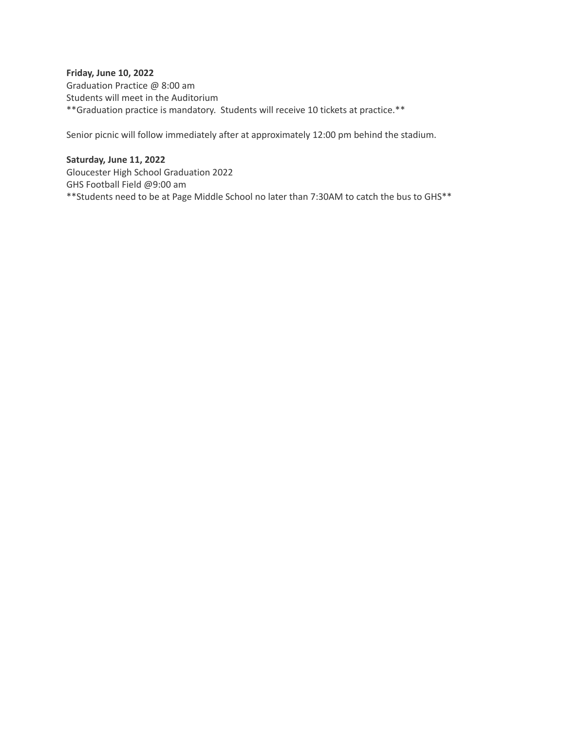**Friday, June 10, 2022**
Graduation Practice @ 8:00 am
Students will meet in the Auditorium
**Graduation practice is mandatory.  Students will receive 10 tickets at practice.**

Senior picnic will follow immediately after at approximately 12:00 pm behind the stadium.

**Saturday, June 11, 2022**
Gloucester High School Graduation 2022
GHS Football Field @9:00 am
**Students need to be at Page Middle School no later than 7:30AM to catch the bus to GHS**